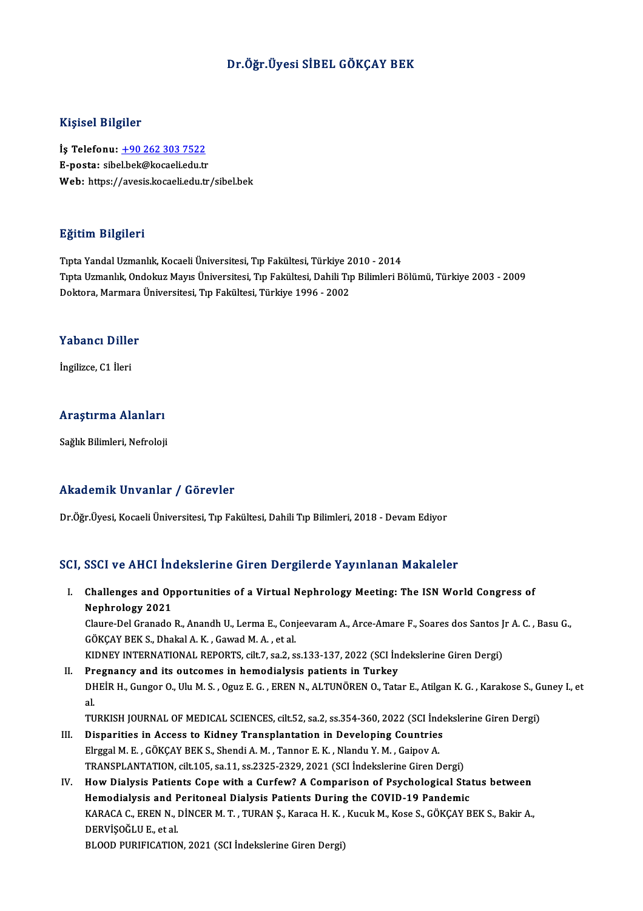# Dr.Öğr.Üyesi SİBEL GÖKÇAY BEK

## Kişisel Bilgiler

**İş Telefonu:** +90 262 303 7522
**E-posta:** sibel.bek@kocaeli.edu.tr
**Web:** https://avesis.kocaeli.edu.tr/sibel.bek

## Eğitim Bilgileri

Tıpta Yandal Uzmanlık, Kocaeli Üniversitesi, Tıp Fakültesi, Türkiye 2010 - 2014
Tıpta Uzmanlık, Ondokuz Mayıs Üniversitesi, Tıp Fakültesi, Dahili Tıp Bilimleri Bölümü, Türkiye 2003 - 2009
Doktora, Marmara Üniversitesi, Tıp Fakültesi, Türkiye 1996 - 2002

## Yabancı Diller

İngilizce, C1 İleri

## Araştırma Alanları

Sağlık Bilimleri, Nefroloji

## Akademik Unvanlar / Görevler

Dr.Öğr.Üyesi, Kocaeli Üniversitesi, Tıp Fakültesi, Dahili Tıp Bilimleri, 2018 - Devam Ediyor

## SCI, SSCI ve AHCI İndekslerine Giren Dergilerde Yayınlanan Makaleler

I. **Challenges and Opportunities of a Virtual Nephrology Meeting: The ISN World Congress of Nephrology 2021**
Claure-Del Granado R., Anandh U., Lerma E., Conjeevaram A., Arce-Amare F., Soares dos Santos Jr A. C. , Basu G., GÖKÇAY BEK S., Dhakal A. K. , Gawad M. A. , et al.
KIDNEY INTERNATIONAL REPORTS, cilt.7, sa.2, ss.133-137, 2022 (SCI İndekslerine Giren Dergi)

II. **Pregnancy and its outcomes in hemodialysis patients in Turkey**
DHEİR H., Gungor O., Ulu M. S. , Oguz E. G. , EREN N., ALTUNÖREN O., Tatar E., Atilgan K. G. , Karakose S., Guney I., et al.
TURKISH JOURNAL OF MEDICAL SCIENCES, cilt.52, sa.2, ss.354-360, 2022 (SCI İndekslerine Giren Dergi)

III. **Disparities in Access to Kidney Transplantation in Developing Countries**
Elrggal M. E. , GÖKÇAY BEK S., Shendi A. M. , Tannor E. K. , Nlandu Y. M. , Gaipov A.
TRANSPLANTATION, cilt.105, sa.11, ss.2325-2329, 2021 (SCI İndekslerine Giren Dergi)

IV. **How Dialysis Patients Cope with a Curfew? A Comparison of Psychological Status between Hemodialysis and Peritoneal Dialysis Patients During the COVID-19 Pandemic**
KARACA C., EREN N., DİNCER M. T. , TURAN Ş., Karaca H. K. , Kucuk M., Kose S., GÖKÇAY BEK S., Bakir A., DERVİŞOĞLU E., et al.
BLOOD PURIFICATION, 2021 (SCI İndekslerine Giren Dergi)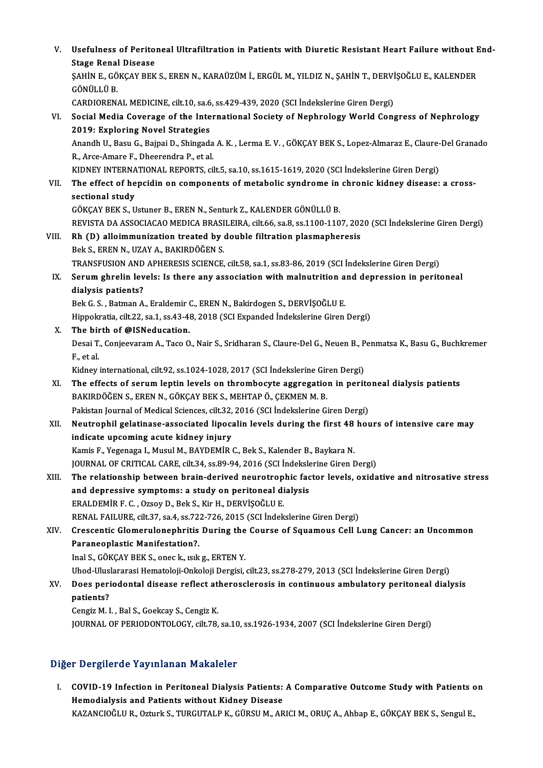V. **Usefulness of Peritoneal Ultrafiltration in Patients with Diuretic Resistant Heart Failure without End-Stage Renal Disease**
ŞAHİN E., GÖKÇAY BEK S., EREN N., KARAÜZÜM İ., ERGÜL M., YILDIZ N., ŞAHİN T., DERVİŞOĞLU E., KALENDER GÖNÜLLÜ B.
CARDIORENAL MEDICINE, cilt.10, sa.6, ss.429-439, 2020 (SCI İndekslerine Giren Dergi)

VI. **Social Media Coverage of the International Society of Nephrology World Congress of Nephrology 2019: Exploring Novel Strategies**
Anandh U., Basu G., Bajpai D., Shingada A. K. , Lerma E. V. , GÖKÇAY BEK S., Lopez-Almaraz E., Claure-Del Granado R., Arce-Amare F., Dheerendra P., et al.
KIDNEY INTERNATIONAL REPORTS, cilt.5, sa.10, ss.1615-1619, 2020 (SCI İndekslerine Giren Dergi)

VII. **The effect of hepcidin on components of metabolic syndrome in chronic kidney disease: a cross-sectional study**
GÖKÇAY BEK S., Ustuner B., EREN N., Senturk Z., KALENDER GÖNÜLLÜ B.
REVISTA DA ASSOCIACAO MEDICA BRASILEIRA, cilt.66, sa.8, ss.1100-1107, 2020 (SCI İndekslerine Giren Dergi)

VIII. **Rh (D) alloimmunization treated by double filtration plasmapheresis**
Bek S., EREN N., UZAY A., BAKIRDÖĞEN S.
TRANSFUSION AND APHERESIS SCIENCE, cilt.58, sa.1, ss.83-86, 2019 (SCI İndekslerine Giren Dergi)

IX. **Serum ghrelin levels: Is there any association with malnutrition and depression in peritoneal dialysis patients?**
Bek G. S. , Batman A., Eraldemir C., EREN N., Bakirdogen S., DERVİŞOĞLU E.
Hippokratia, cilt.22, sa.1, ss.43-48, 2018 (SCI Expanded İndekslerine Giren Dergi)

X. **The birth of @ISNeducation.**
Desai T., Conjeevaram A., Taco O., Nair S., Sridharan S., Claure-Del G., Neuen B., Penmatsa K., Basu G., Buchkremer F., et al.
Kidney international, cilt.92, ss.1024-1028, 2017 (SCI İndekslerine Giren Dergi)

XI. **The effects of serum leptin levels on thrombocyte aggregation in peritoneal dialysis patients**
BAKIRDÖĞEN S., EREN N., GÖKÇAY BEK S., MEHTAP Ö., ÇEKMEN M. B.
Pakistan Journal of Medical Sciences, cilt.32, 2016 (SCI İndekslerine Giren Dergi)

XII. **Neutrophil gelatinase-associated lipocalin levels during the first 48 hours of intensive care may indicate upcoming acute kidney injury**
Kamis F., Yegenaga I., Musul M., BAYDEMİR C., Bek S., Kalender B., Baykara N.
JOURNAL OF CRITICAL CARE, cilt.34, ss.89-94, 2016 (SCI İndekslerine Giren Dergi)

XIII. **The relationship between brain-derived neurotrophic factor levels, oxidative and nitrosative stress and depressive symptoms: a study on peritoneal dialysis**
ERALDEMİR F. C. , Ozsoy D., Bek S., Kir H., DERVİŞOĞLU E.
RENAL FAILURE, cilt.37, sa.4, ss.722-726, 2015 (SCI İndekslerine Giren Dergi)

XIV. **Crescentic Glomerulonephritis During the Course of Squamous Cell Lung Cancer: an Uncommon Paraneoplastic Manifestation?.**
Inal S., GÖKÇAY BEK S., onec k., ısık g., ERTEN Y.
Uhod-Uluslararasi Hematoloji-Onkoloji Dergisi, cilt.23, ss.278-279, 2013 (SCI İndekslerine Giren Dergi)

XV. **Does periodontal disease reflect atherosclerosis in continuous ambulatory peritoneal dialysis patients?**
Cengiz M. I. , Bal S., Goekcay S., Cengiz K.
JOURNAL OF PERIODONTOLOGY, cilt.78, sa.10, ss.1926-1934, 2007 (SCI İndekslerine Giren Dergi)

## Diğer Dergilerde Yayınlanan Makaleler

I. **COVID-19 Infection in Peritoneal Dialysis Patients: A Comparative Outcome Study with Patients on Hemodialysis and Patients without Kidney Disease**
KAZANCIOĞLU R., Ozturk S., TURGUTALP K., GÜRSU M., ARICI M., ORUÇ A., Ahbap E., GÖKÇAY BEK S., Sengul E.,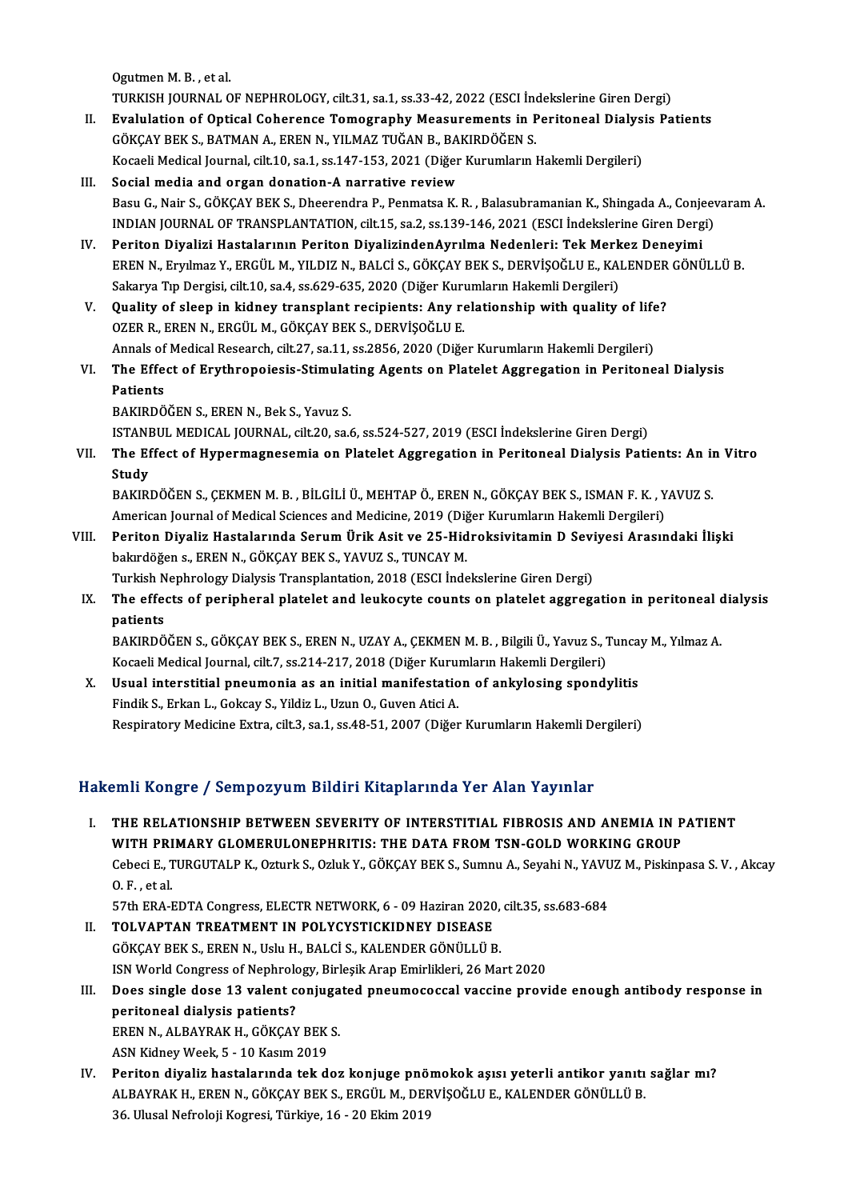Ogutmen M. B. , et al.
TURKISH JOURNAL OF NEPHROLOGY, cilt.31, sa.1, ss.33-42, 2022 (ESCI İndekslerine Giren Dergi)

II. **Evalulation of Optical Coherence Tomography Measurements in Peritoneal Dialysis Patients**
GÖKÇAY BEK S., BATMAN A., EREN N., YILMAZ TUĞAN B., BAKIRDÖĞEN S.
Kocaeli Medical Journal, cilt.10, sa.1, ss.147-153, 2021 (Diğer Kurumların Hakemli Dergileri)

III. **Social media and organ donation-A narrative review**
Basu G., Nair S., GÖKÇAY BEK S., Dheerendra P., Penmatsa K. R. , Balasubramanian K., Shingada A., Conjeevaram A.
INDIAN JOURNAL OF TRANSPLANTATION, cilt.15, sa.2, ss.139-146, 2021 (ESCI İndekslerine Giren Dergi)

IV. **Periton Diyalizi Hastalarının Periton DiyalizindenAyrılma Nedenleri: Tek Merkez Deneyimi**
EREN N., Eryılmaz Y., ERGÜL M., YILDIZ N., BALCİ S., GÖKÇAY BEK S., DERVİŞOĞLU E., KALENDER GÖNÜLLÜ B.
Sakarya Tıp Dergisi, cilt.10, sa.4, ss.629-635, 2020 (Diğer Kurumların Hakemli Dergileri)

V. **Quality of sleep in kidney transplant recipients: Any relationship with quality of life?**
OZER R., EREN N., ERGÜL M., GÖKÇAY BEK S., DERVİŞOĞLU E.
Annals of Medical Research, cilt.27, sa.11, ss.2856, 2020 (Diğer Kurumların Hakemli Dergileri)

VI. **The Effect of Erythropoiesis-Stimulating Agents on Platelet Aggregation in Peritoneal Dialysis Patients**
BAKIRDÖĞEN S., EREN N., Bek S., Yavuz S.
ISTANBUL MEDICAL JOURNAL, cilt.20, sa.6, ss.524-527, 2019 (ESCI İndekslerine Giren Dergi)

VII. **The Effect of Hypermagnesemia on Platelet Aggregation in Peritoneal Dialysis Patients: An in Vitro Study**
BAKIRDÖĞEN S., ÇEKMEN M. B. , BİLGİLİ Ü., MEHTAP Ö., EREN N., GÖKÇAY BEK S., ISMAN F. K. , YAVUZ S.
American Journal of Medical Sciences and Medicine, 2019 (Diğer Kurumların Hakemli Dergileri)

VIII. **Periton Diyaliz Hastalarında Serum Ürik Asit ve 25-Hidroksivitamin D Seviyesi Arasındaki İlişki**
bakırdöğen s., EREN N., GÖKÇAY BEK S., YAVUZ S., TUNCAY M.
Turkish Nephrology Dialysis Transplantation, 2018 (ESCI İndekslerine Giren Dergi)

IX. **The effects of peripheral platelet and leukocyte counts on platelet aggregation in peritoneal dialysis patients**
BAKIRDÖĞEN S., GÖKÇAY BEK S., EREN N., UZAY A., ÇEKMEN M. B. , Bilgili Ü., Yavuz S., Tuncay M., Yılmaz A.
Kocaeli Medical Journal, cilt.7, ss.214-217, 2018 (Diğer Kurumların Hakemli Dergileri)

X. **Usual interstitial pneumonia as an initial manifestation of ankylosing spondylitis**
Findik S., Erkan L., Gokcay S., Yildiz L., Uzun O., Guven Atici A.
Respiratory Medicine Extra, cilt.3, sa.1, ss.48-51, 2007 (Diğer Kurumların Hakemli Dergileri)

## Hakemli Kongre / Sempozyum Bildiri Kitaplarında Yer Alan Yayınlar

I. **THE RELATIONSHIP BETWEEN SEVERITY OF INTERSTITIAL FIBROSIS AND ANEMIA IN PATIENT WITH PRIMARY GLOMERULONEPHRITIS: THE DATA FROM TSN-GOLD WORKING GROUP**
Cebeci E., TURGUTALP K., Ozturk S., Ozluk Y., GÖKÇAY BEK S., Sumnu A., Seyahi N., YAVUZ M., Piskinpasa S. V. , Akcay O. F. , et al.
57th ERA-EDTA Congress, ELECTR NETWORK, 6 - 09 Haziran 2020, cilt.35, ss.683-684

II. **TOLVAPTAN TREATMENT IN POLYCYSTICKIDNEY DISEASE**
GÖKÇAY BEK S., EREN N., Uslu H., BALCİ S., KALENDER GÖNÜLLÜ B.
ISN World Congress of Nephrology, Birleşik Arap Emirlikleri, 26 Mart 2020

III. **Does single dose 13 valent conjugated pneumococcal vaccine provide enough antibody response in peritoneal dialysis patients?**
EREN N., ALBAYRAK H., GÖKÇAY BEK S.
ASN Kidney Week, 5 - 10 Kasım 2019

IV. **Periton diyaliz hastalarında tek doz konjuge pnömokok aşısı yeterli antikor yanıtı sağlar mı?**
ALBAYRAK H., EREN N., GÖKÇAY BEK S., ERGÜL M., DERVİŞOĞLU E., KALENDER GÖNÜLLÜ B.
36. Ulusal Nefroloji Kogresi, Türkiye, 16 - 20 Ekim 2019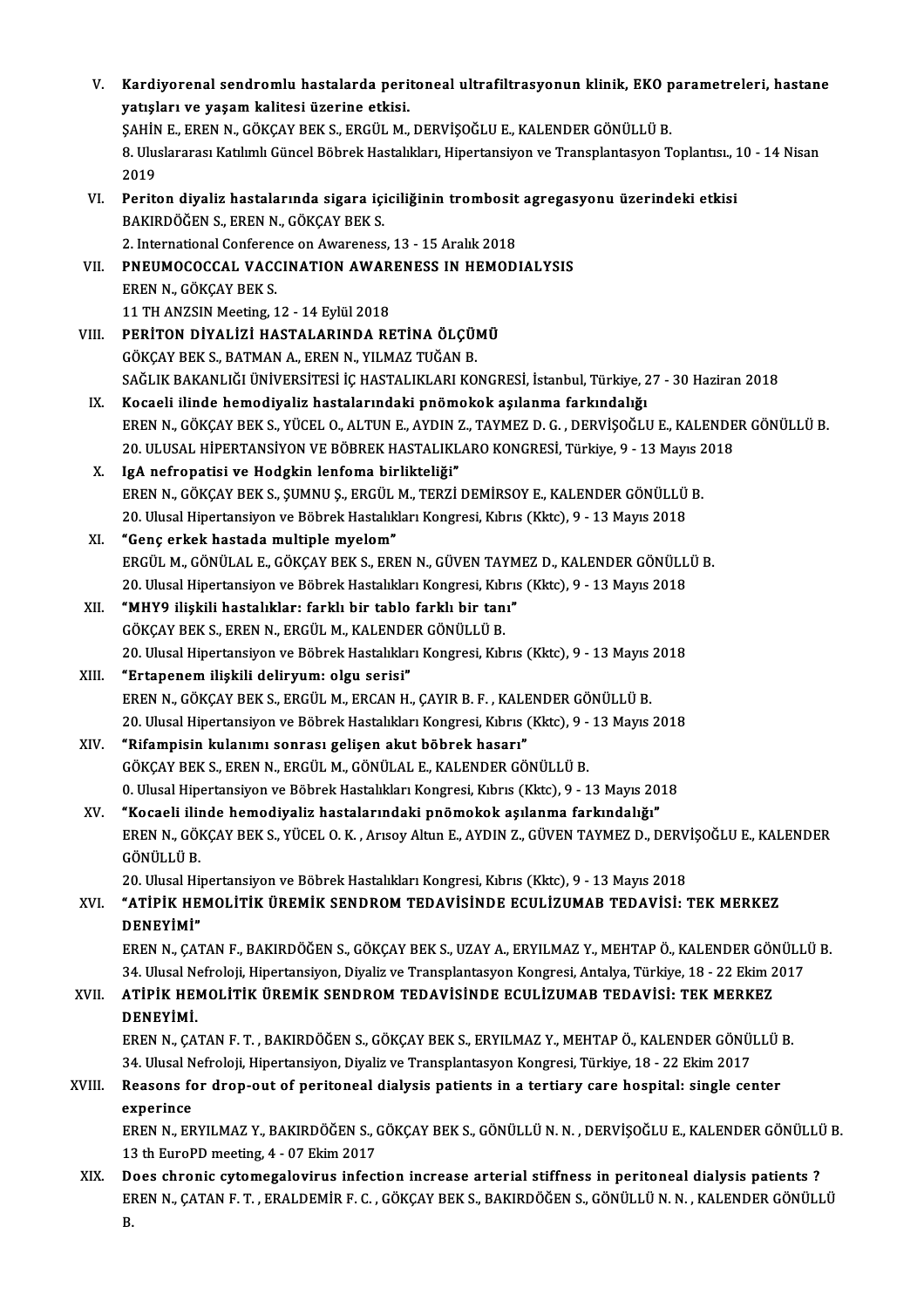V. **Kardiyorenal sendromlu hastalarda periton­eal ultrafiltrasyonun klinik, EKO parametreleri, hastane yatışları ve yaşam kalitesi üzerine etkisi.**
ŞAHİN E., EREN N., GÖKÇAY BEK S., ERGÜL M., DERVİŞOĞLU E., KALENDER GÖNÜLLÜ B.
8. Uluslararası Katılımlı Güncel Böbrek Hastalıkları, Hipertansiyon ve Transplantasyon Toplantısı., 10 - 14 Nisan 2019

VI. **Periton diyaliz hastalarında sigara içiciliğinin trombosit agregasyonu üzerindeki etkisi**
BAKIRDÖĞEN S., EREN N., GÖKÇAY BEK S.
2. International Conference on Awareness, 13 - 15 Aralık 2018

VII. **PNEUMOCOCCAL VACCINATION AWARENESS IN HEMODIALYSIS**
EREN N., GÖKÇAY BEK S.
11 TH ANZSIN Meeting, 12 - 14 Eylül 2018

VIII. **PERİTON DİYALİZİ HASTALARINDA RETİNA ÖLÇÜMÜ**
GÖKÇAY BEK S., BATMAN A., EREN N., YILMAZ TUĞAN B.
SAĞLIK BAKANLIĞI ÜNİVERSİTESİ İÇ HASTALIKLARI KONGRESİ, İstanbul, Türkiye, 27 - 30 Haziran 2018

IX. **Kocaeli ilinde hemodiyaliz hastalarındaki pnömokok aşılanma farkındalığı**
EREN N., GÖKÇAY BEK S., YÜCEL O., ALTUN E., AYDIN Z., TAYMEZ D. G. , DERVİŞOĞLU E., KALENDER GÖNÜLLÜ B.
20. ULUSAL HİPERTANSİYON VE BÖBREK HASTALIKLARO KONGRESİ, Türkiye, 9 - 13 Mayıs 2018

X. **IgA nefropatisi ve Hodgkin lenfoma birlikteliği"**
EREN N., GÖKÇAY BEK S., ŞUMNU Ş., ERGÜL M., TERZİ DEMİRSOY E., KALENDER GÖNÜLLÜ B.
20. Ulusal Hipertansiyon ve Böbrek Hastalıkları Kongresi, Kıbrıs (Kktc), 9 - 13 Mayıs 2018

XI. **"Genç erkek hastada multiple myelom"**
ERGÜL M., GÖNÜLAL E., GÖKÇAY BEK S., EREN N., GÜVEN TAYMEZ D., KALENDER GÖNÜLLÜ B.
20. Ulusal Hipertansiyon ve Böbrek Hastalıkları Kongresi, Kıbrıs (Kktc), 9 - 13 Mayıs 2018

XII. **"MHY9 ilişkili hastalıklar: farklı bir tablo farklı bir tanı"**
GÖKÇAY BEK S., EREN N., ERGÜL M., KALENDER GÖNÜLLÜ B.
20. Ulusal Hipertansiyon ve Böbrek Hastalıkları Kongresi, Kıbrıs (Kktc), 9 - 13 Mayıs 2018

XIII. **"Ertapenem ilişkili deliryum: olgu serisi"**
EREN N., GÖKÇAY BEK S., ERGÜL M., ERCAN H., ÇAYIR B. F. , KALENDER GÖNÜLLÜ B.
20. Ulusal Hipertansiyon ve Böbrek Hastalıkları Kongresi, Kıbrıs (Kktc), 9 - 13 Mayıs 2018

XIV. **"Rifampisin kulanımı sonrası gelişen akut böbrek hasarı"**
GÖKÇAY BEK S., EREN N., ERGÜL M., GÖNÜLAL E., KALENDER GÖNÜLLÜ B.
0. Ulusal Hipertansiyon ve Böbrek Hastalıkları Kongresi, Kıbrıs (Kktc), 9 - 13 Mayıs 2018

XV. **"Kocaeli ilinde hemodiyaliz hastalarındaki pnömokok aşılanma farkındalığı"**
EREN N., GÖKÇAY BEK S., YÜCEL O. K. , Arısoy Altun E., AYDIN Z., GÜVEN TAYMEZ D., DERVİŞOĞLU E., KALENDER GÖNÜLLÜ B.
20. Ulusal Hipertansiyon ve Böbrek Hastalıkları Kongresi, Kıbrıs (Kktc), 9 - 13 Mayıs 2018

XVI. **"ATİPİK HEMOLİTİK ÜREMİK SENDROM TEDAVİSİNDE ECULİZUMAB TEDAVİSİ: TEK MERKEZ DENEYİMİ"**
EREN N., ÇATAN F., BAKIRDÖĞEN S., GÖKÇAY BEK S., UZAY A., ERYILMAZ Y., MEHTAP Ö., KALENDER GÖNÜLLÜ B.
34. Ulusal Nefroloji, Hipertansiyon, Diyaliz ve Transplantasyon Kongresi, Antalya, Türkiye, 18 - 22 Ekim 2017

XVII. **ATİPİK HEMOLİTİK ÜREMİK SENDROM TEDAVİSİNDE ECULİZUMAB TEDAVİSİ: TEK MERKEZ DENEYİMİ.**
EREN N., ÇATAN F. T. , BAKIRDÖĞEN S., GÖKÇAY BEK S., ERYILMAZ Y., MEHTAP Ö., KALENDER GÖNÜLLÜ B.
34. Ulusal Nefroloji, Hipertansiyon, Diyaliz ve Transplantasyon Kongresi, Türkiye, 18 - 22 Ekim 2017

XVIII. **Reasons for drop-out of peritoneal dialysis patients in a tertiary care hospital: single center experince**
EREN N., ERYILMAZ Y., BAKIRDÖĞEN S., GÖKÇAY BEK S., GÖNÜLLÜ N. N. , DERVİŞOĞLU E., KALENDER GÖNÜLLÜ B.
13 th EuroPD meeting, 4 - 07 Ekim 2017

XIX. **Does chronic cytomegalovirus infection increase arterial stiffness in peritoneal dialysis patients ?**
EREN N., ÇATAN F. T. , ERALDEMİR F. C. , GÖKÇAY BEK S., BAKIRDÖĞEN S., GÖNÜLLÜ N. N. , KALENDER GÖNÜLLÜ B.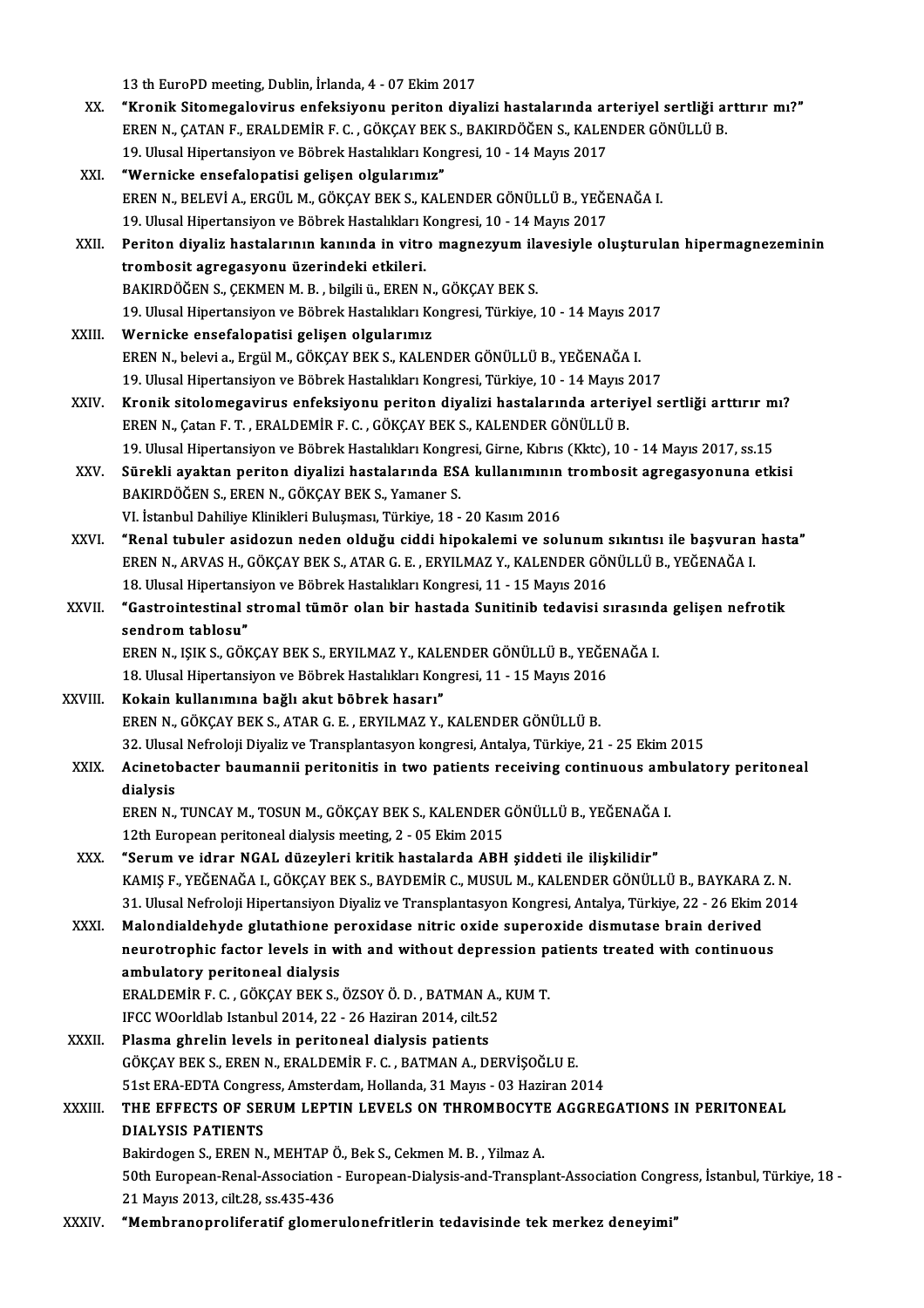13 th EuroPD meeting, Dublin, İrlanda, 4 - 07 Ekim 2017

XX. **"Kronik Sitomegalovirus enfeksiyonu periton diyalizi hastalarında arteriyel sertliği arttırır mı?"**
EREN N., ÇATAN F., ERALDEMİR F. C. , GÖKÇAY BEK S., BAKIRDÖĞEN S., KALENDER GÖNÜLLÜ B.
19. Ulusal Hipertansiyon ve Böbrek Hastalıkları Kongresi, 10 - 14 Mayıs 2017

XXI. **"Wernicke ensefalopatisi gelişen olgularımız"**
EREN N., BELEVİ A., ERGÜL M., GÖKÇAY BEK S., KALENDER GÖNÜLLÜ B., YEĞENAĞA I.
19. Ulusal Hipertansiyon ve Böbrek Hastalıkları Kongresi, 10 - 14 Mayıs 2017

XXII. **Periton diyaliz hastalarının kanında in vitro magnezyum ilavesiyle oluşturulan hipermagnezeminin trombosit agregasyonu üzerindeki etkileri.**
BAKIRDÖĞEN S., ÇEKMEN M. B. , bilgili ü., EREN N., GÖKÇAY BEK S.
19. Ulusal Hipertansiyon ve Böbrek Hastalıkları Kongresi, Türkiye, 10 - 14 Mayıs 2017

XXIII. **Wernicke ensefalopatisi gelişen olgularımız**
EREN N., belevi a., Ergül M., GÖKÇAY BEK S., KALENDER GÖNÜLLÜ B., YEĞENAĞA I.
19. Ulusal Hipertansiyon ve Böbrek Hastalıkları Kongresi, Türkiye, 10 - 14 Mayıs 2017

XXIV. **Kronik sitolomegavirus enfeksiyonu periton diyalizi hastalarında arteriyel sertliği arttırır mı?**
EREN N., Çatan F. T. , ERALDEMİR F. C. , GÖKÇAY BEK S., KALENDER GÖNÜLLÜ B.
19. Ulusal Hipertansiyon ve Böbrek Hastalıkları Kongresi, Girne, Kıbrıs (Kktc), 10 - 14 Mayıs 2017, ss.15

XXV. **Sürekli ayaktan periton diyalizi hastalarında ESA kullanımının trombosit agregasyonuna etkisi**
BAKIRDÖĞEN S., EREN N., GÖKÇAY BEK S., Yamaner S.
VI. İstanbul Dahiliye Klinikleri Buluşması, Türkiye, 18 - 20 Kasım 2016

XXVI. **"Renal tubuler asidozun neden olduğu ciddi hipokalemi ve solunum sıkıntısı ile başvuran hasta"**
EREN N., ARVAS H., GÖKÇAY BEK S., ATAR G. E. , ERYILMAZ Y., KALENDER GÖNÜLLÜ B., YEĞENAĞA I.
18. Ulusal Hipertansiyon ve Böbrek Hastalıkları Kongresi, 11 - 15 Mayıs 2016

XXVII. **"Gastrointestinal stromal tümör olan bir hastada Sunitinib tedavisi sırasında gelişen nefrotik sendrom tablosu"**
EREN N., IŞIK S., GÖKÇAY BEK S., ERYILMAZ Y., KALENDER GÖNÜLLÜ B., YEĞENAĞA I.
18. Ulusal Hipertansiyon ve Böbrek Hastalıkları Kongresi, 11 - 15 Mayıs 2016

XXVIII. **Kokain kullanımına bağlı akut böbrek hasarı"**
EREN N., GÖKÇAY BEK S., ATAR G. E. , ERYILMAZ Y., KALENDER GÖNÜLLÜ B.
32. Ulusal Nefroloji Diyaliz ve Transplantasyon kongresi, Antalya, Türkiye, 21 - 25 Ekim 2015

XXIX. **Acinetobacter baumannii peritonitis in two patients receiving continuous ambulatory peritoneal dialysis**
EREN N., TUNCAY M., TOSUN M., GÖKÇAY BEK S., KALENDER GÖNÜLLÜ B., YEĞENAĞA I.
12th European peritoneal dialysis meeting, 2 - 05 Ekim 2015

XXX. **"Serum ve idrar NGAL düzeyleri kritik hastalarda ABH şiddeti ile ilişkilidir"**
KAMIŞ F., YEĞENAĞA I., GÖKÇAY BEK S., BAYDEMİR C., MUSUL M., KALENDER GÖNÜLLÜ B., BAYKARA Z. N.
31. Ulusal Nefroloji Hipertansiyon Diyaliz ve Transplantasyon Kongresi, Antalya, Türkiye, 22 - 26 Ekim 2014

XXXI. **Malondialdehyde glutathione peroxidase nitric oxide superoxide dismutase brain derived neurotrophic factor levels in with and without depression patients treated with continuous ambulatory peritoneal dialysis**
ERALDEMİR F. C. , GÖKÇAY BEK S., ÖZSOY Ö. D. , BATMAN A., KUM T.
IFCC WOorldlab Istanbul 2014, 22 - 26 Haziran 2014, cilt.52

XXXII. **Plasma ghrelin levels in peritoneal dialysis patients**
GÖKÇAY BEK S., EREN N., ERALDEMİR F. C. , BATMAN A., DERVİŞOĞLU E.
51st ERA-EDTA Congress, Amsterdam, Hollanda, 31 Mayıs - 03 Haziran 2014

XXXIII. **THE EFFECTS OF SERUM LEPTIN LEVELS ON THROMBOCYTE AGGREGATIONS IN PERITONEAL DIALYSIS PATIENTS**
Bakirdogen S., EREN N., MEHTAP Ö., Bek S., Cekmen M. B. , Yilmaz A.
50th European-Renal-Association - European-Dialysis-and-Transplant-Association Congress, İstanbul, Türkiye, 18 - 21 Mayıs 2013, cilt.28, ss.435-436

XXXIV. **"Membranoproliferatif glomerulonefritlerin tedavisinde tek merkez deneyimi"**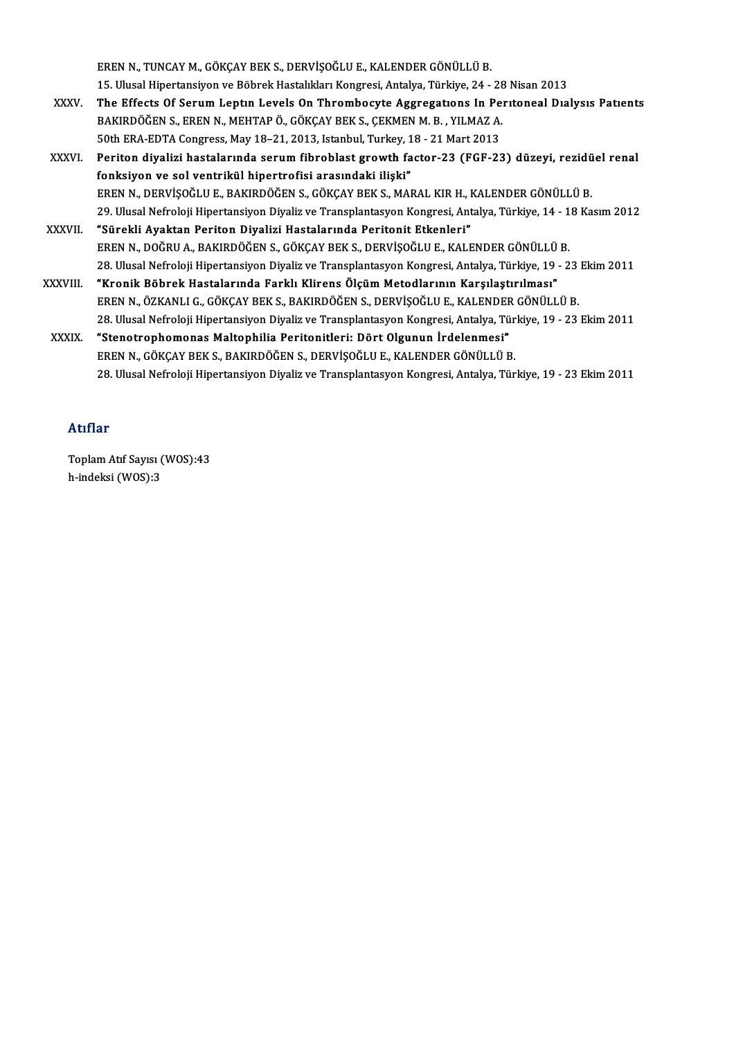EREN N., TUNCAY M., GÖKÇAY BEK S., DERVİŞOĞLU E., KALENDER GÖNÜLLÜ B.
15. Ulusal Hipertansiyon ve Böbrek Hastalıkları Kongresi, Antalya, Türkiye, 24 - 28 Nisan 2013

XXXV. **The Effects Of Serum Leptın Levels On Thrombocyte Aggregatıons In Perıtoneal Dıalysıs Patıents**
BAKIRDÖĞEN S., EREN N., MEHTAP Ö., GÖKÇAY BEK S., ÇEKMEN M. B. , YILMAZ A.
50th ERA-EDTA Congress, May 18–21, 2013, Istanbul, Turkey, 18 - 21 Mart 2013

XXXVI. **Periton diyalizi hastalarında serum fibroblast growth factor-23 (FGF-23) düzeyi, rezidüel renal fonksiyon ve sol ventrikül hipertrofisi arasındaki ilişki"**
EREN N., DERVİŞOĞLU E., BAKIRDÖĞEN S., GÖKÇAY BEK S., MARAL KIR H., KALENDER GÖNÜLLÜ B.
29. Ulusal Nefroloji Hipertansiyon Diyaliz ve Transplantasyon Kongresi, Antalya, Türkiye, 14 - 18 Kasım 2012

XXXVII. **"Sürekli Ayaktan Periton Diyalizi Hastalarında Peritonit Etkenleri"**
EREN N., DOĞRU A., BAKIRDÖĞEN S., GÖKÇAY BEK S., DERVİŞOĞLU E., KALENDER GÖNÜLLÜ B.
28. Ulusal Nefroloji Hipertansiyon Diyaliz ve Transplantasyon Kongresi, Antalya, Türkiye, 19 - 23 Ekim 2011

XXXVIII. **"Kronik Böbrek Hastalarında Farklı Klirens Ölçüm Metodlarının Karşılaştırılması"**
EREN N., ÖZKANLI G., GÖKÇAY BEK S., BAKIRDÖĞEN S., DERVİŞOĞLU E., KALENDER GÖNÜLLÜ B.
28. Ulusal Nefroloji Hipertansiyon Diyaliz ve Transplantasyon Kongresi, Antalya, Türkiye, 19 - 23 Ekim 2011

XXXIX. **"Stenotrophomonas Maltophilia Peritonitleri: Dört Olgunun İrdelenmesi"**
EREN N., GÖKÇAY BEK S., BAKIRDÖĞEN S., DERVİŞOĞLU E., KALENDER GÖNÜLLÜ B.
28. Ulusal Nefroloji Hipertansiyon Diyaliz ve Transplantasyon Kongresi, Antalya, Türkiye, 19 - 23 Ekim 2011

## Atıflar

Toplam Atıf Sayısı (WOS):43
h-indeksi (WOS):3